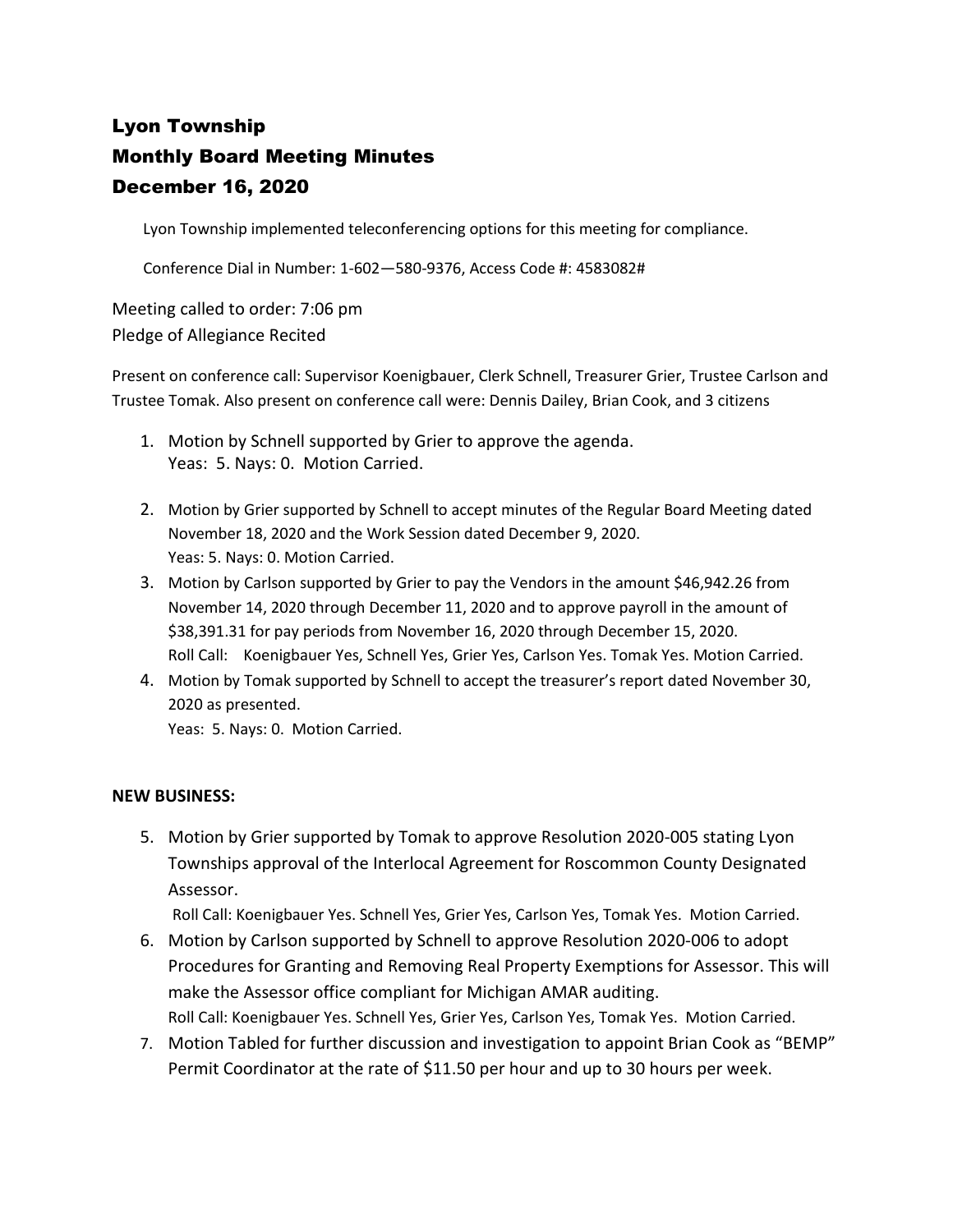# Lyon Township
# Monthly Board Meeting Minutes
# December 16, 2020

Lyon Township implemented teleconferencing options for this meeting for compliance.

Conference Dial in Number: 1-602—580-9376, Access Code #: 4583082#

Meeting called to order: 7:06 pm
Pledge of Allegiance Recited

Present on conference call: Supervisor Koenigbauer, Clerk Schnell, Treasurer Grier, Trustee Carlson and Trustee Tomak. Also present on conference call were: Dennis Dailey, Brian Cook, and 3 citizens

1. Motion by Schnell supported by Grier to approve the agenda.
   Yeas: 5. Nays: 0. Motion Carried.
2. Motion by Grier supported by Schnell to accept minutes of the Regular Board Meeting dated November 18, 2020 and the Work Session dated December 9, 2020.
   Yeas: 5. Nays: 0. Motion Carried.
3. Motion by Carlson supported by Grier to pay the Vendors in the amount $46,942.26 from November 14, 2020 through December 11, 2020 and to approve payroll in the amount of $38,391.31 for pay periods from November 16, 2020 through December 15, 2020.
   Roll Call: Koenigbauer Yes, Schnell Yes, Grier Yes, Carlson Yes. Tomak Yes. Motion Carried.
4. Motion by Tomak supported by Schnell to accept the treasurer's report dated November 30, 2020 as presented.
   Yeas: 5. Nays: 0. Motion Carried.

**NEW BUSINESS:**

5. Motion by Grier supported by Tomak to approve Resolution 2020-005 stating Lyon Townships approval of the Interlocal Agreement for Roscommon County Designated Assessor.
   Roll Call: Koenigbauer Yes. Schnell Yes, Grier Yes, Carlson Yes, Tomak Yes. Motion Carried.
6. Motion by Carlson supported by Schnell to approve Resolution 2020-006 to adopt Procedures for Granting and Removing Real Property Exemptions for Assessor. This will make the Assessor office compliant for Michigan AMAR auditing.
   Roll Call: Koenigbauer Yes. Schnell Yes, Grier Yes, Carlson Yes, Tomak Yes. Motion Carried.
7. Motion Tabled for further discussion and investigation to appoint Brian Cook as "BEMP" Permit Coordinator at the rate of $11.50 per hour and up to 30 hours per week.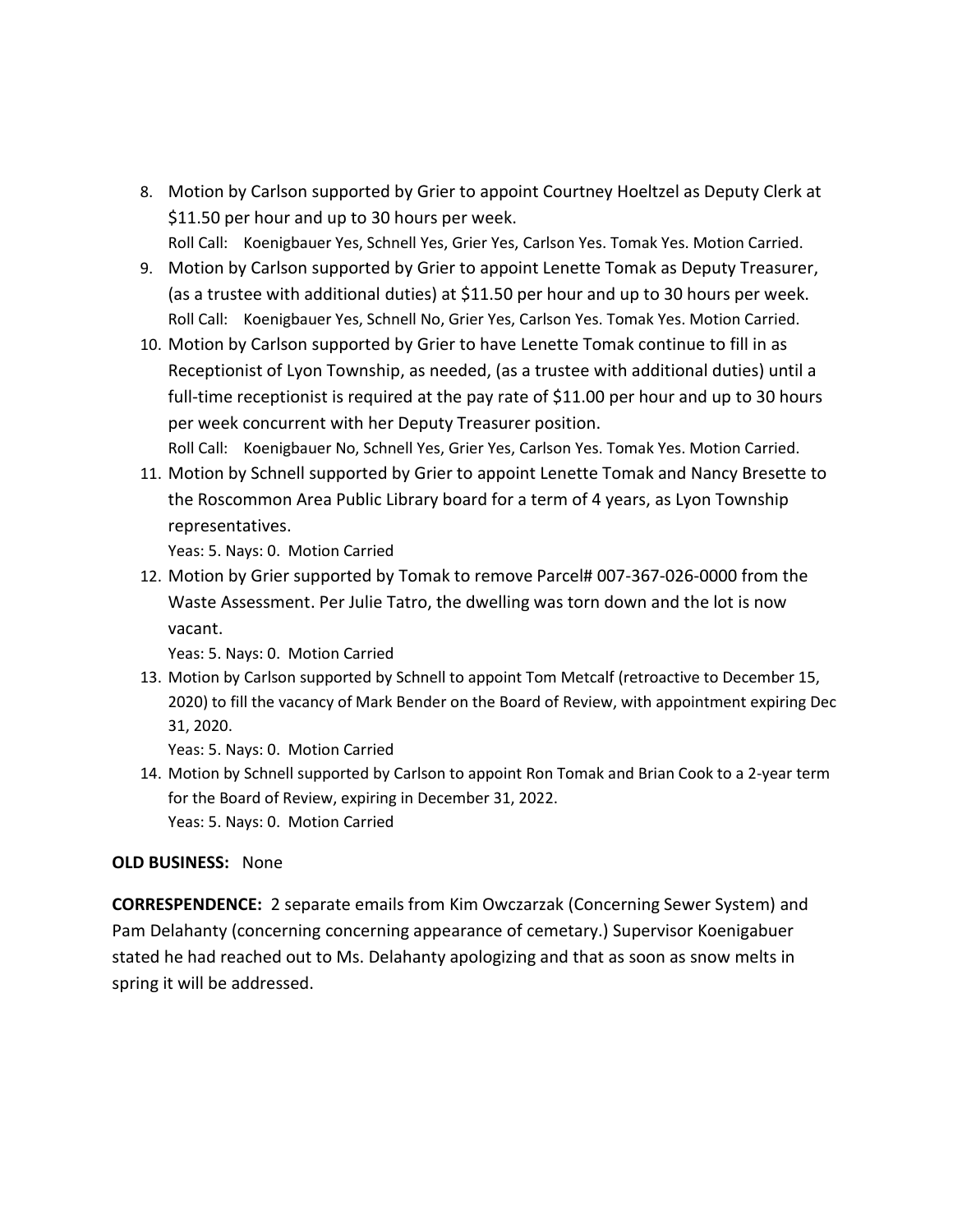8. Motion by Carlson supported by Grier to appoint Courtney Hoeltzel as Deputy Clerk at $11.50 per hour and up to 30 hours per week.
   Roll Call: Koenigbauer Yes, Schnell Yes, Grier Yes, Carlson Yes. Tomak Yes. Motion Carried.
9. Motion by Carlson supported by Grier to appoint Lenette Tomak as Deputy Treasurer, (as a trustee with additional duties) at $11.50 per hour and up to 30 hours per week.
   Roll Call: Koenigbauer Yes, Schnell No, Grier Yes, Carlson Yes. Tomak Yes. Motion Carried.
10. Motion by Carlson supported by Grier to have Lenette Tomak continue to fill in as Receptionist of Lyon Township, as needed, (as a trustee with additional duties) until a full-time receptionist is required at the pay rate of $11.00 per hour and up to 30 hours per week concurrent with her Deputy Treasurer position.
    Roll Call: Koenigbauer No, Schnell Yes, Grier Yes, Carlson Yes. Tomak Yes. Motion Carried.
11. Motion by Schnell supported by Grier to appoint Lenette Tomak and Nancy Bresette to the Roscommon Area Public Library board for a term of 4 years, as Lyon Township representatives.
    Yeas: 5. Nays: 0. Motion Carried
12. Motion by Grier supported by Tomak to remove Parcel# 007-367-026-0000 from the Waste Assessment. Per Julie Tatro, the dwelling was torn down and the lot is now vacant.
    Yeas: 5. Nays: 0. Motion Carried
13. Motion by Carlson supported by Schnell to appoint Tom Metcalf (retroactive to December 15, 2020) to fill the vacancy of Mark Bender on the Board of Review, with appointment expiring Dec 31, 2020.
    Yeas: 5. Nays: 0. Motion Carried
14. Motion by Schnell supported by Carlson to appoint Ron Tomak and Brian Cook to a 2-year term for the Board of Review, expiring in December 31, 2022.
    Yeas: 5. Nays: 0. Motion Carried

**OLD BUSINESS:** None

**CORRESPONDENCE:** 2 separate emails from Kim Owczarzak (Concerning Sewer System) and Pam Delahanty (concerning concerning appearance of cemetary.) Supervisor Koenigabuer stated he had reached out to Ms. Delahanty apologizing and that as soon as snow melts in spring it will be addressed.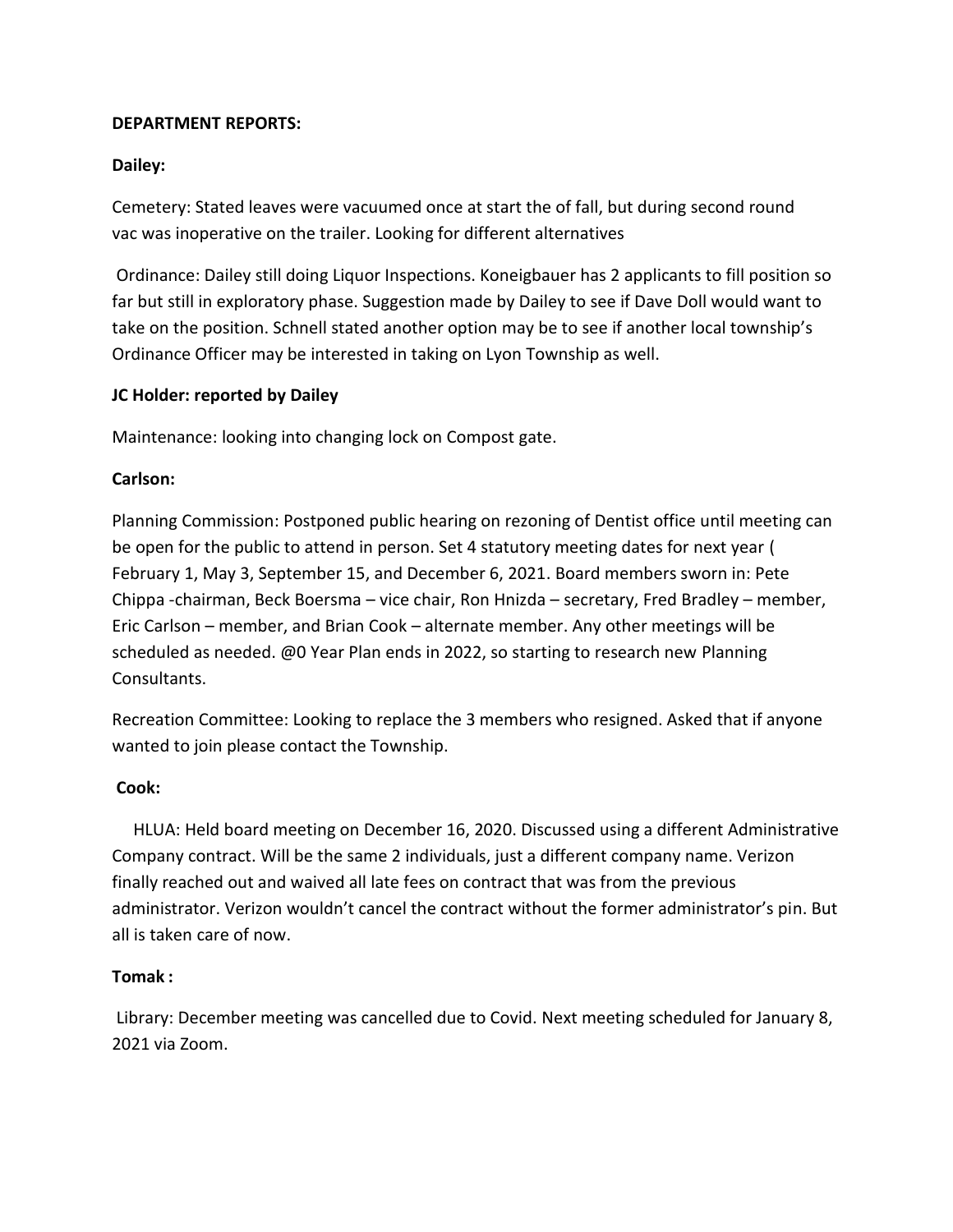**DEPARTMENT REPORTS:**

**Dailey:**

Cemetery: Stated leaves were vacuumed once at start the of fall, but during second round vac was inoperative on the trailer. Looking for different alternatives

Ordinance: Dailey still doing Liquor Inspections. Koneigbauer has 2 applicants to fill position so far but still in exploratory phase. Suggestion made by Dailey to see if Dave Doll would want to take on the position. Schnell stated another option may be to see if another local township's Ordinance Officer may be interested in taking on Lyon Township as well.

**JC Holder: reported by Dailey**

Maintenance: looking into changing lock on Compost gate.

**Carlson:**

Planning Commission: Postponed public hearing on rezoning of Dentist office until meeting can be open for the public to attend in person. Set 4 statutory meeting dates for next year ( February 1, May 3, September 15, and December 6, 2021. Board members sworn in: Pete Chippa -chairman, Beck Boersma – vice chair, Ron Hnizda – secretary, Fred Bradley – member, Eric Carlson – member, and Brian Cook – alternate member. Any other meetings will be scheduled as needed. @0 Year Plan ends in 2022, so starting to research new Planning Consultants.

Recreation Committee: Looking to replace the 3 members who resigned. Asked that if anyone wanted to join please contact the Township.

**Cook:**

HLUA: Held board meeting on December 16, 2020. Discussed using a different Administrative Company contract. Will be the same 2 individuals, just a different company name. Verizon finally reached out and waived all late fees on contract that was from the previous administrator. Verizon wouldn't cancel the contract without the former administrator's pin. But all is taken care of now.

**Tomak :**

Library: December meeting was cancelled due to Covid. Next meeting scheduled for January 8, 2021 via Zoom.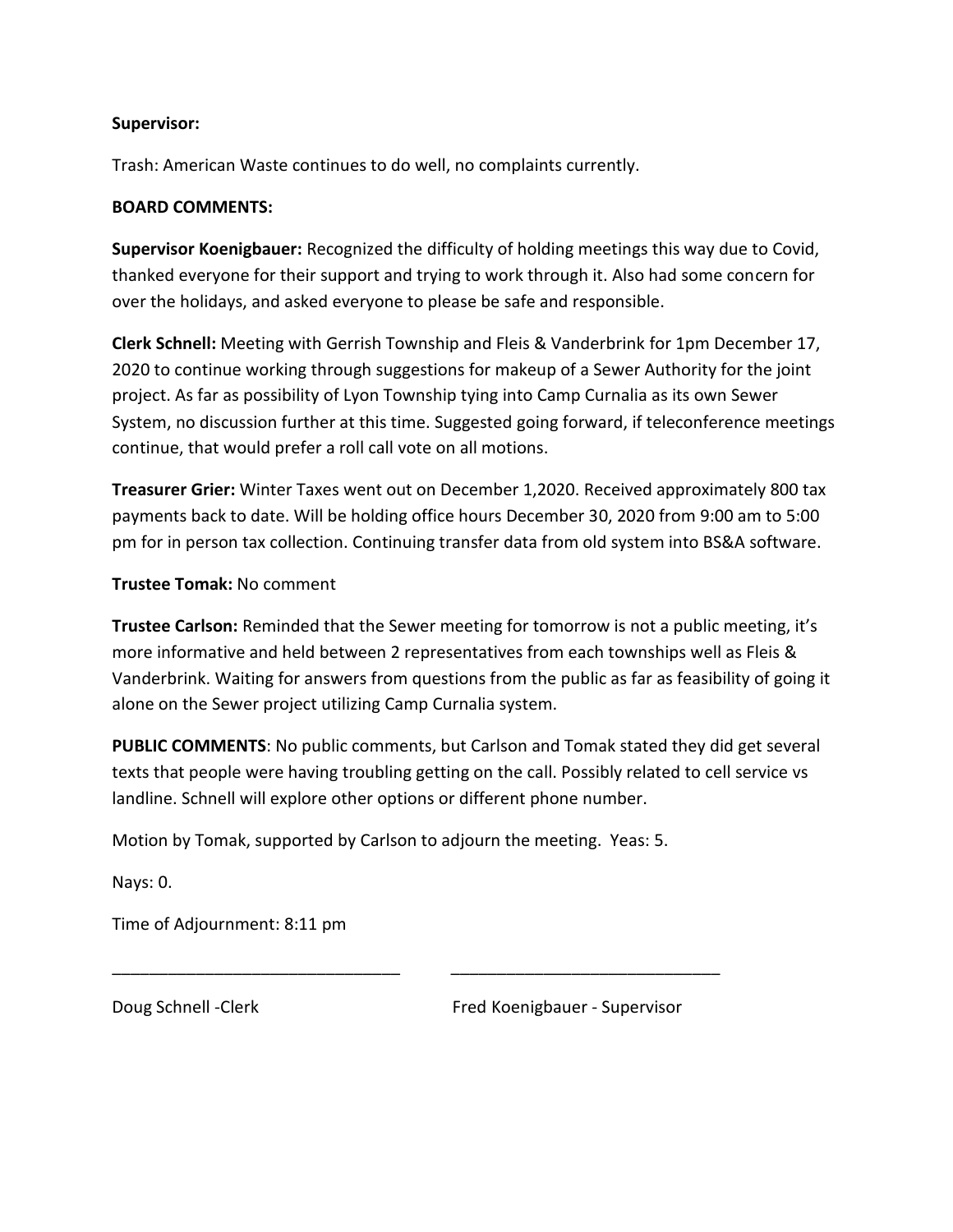**Supervisor:**

Trash: American Waste continues to do well, no complaints currently.

**BOARD COMMENTS:**

**Supervisor Koenigbauer:** Recognized the difficulty of holding meetings this way due to Covid, thanked everyone for their support and trying to work through it. Also had some concern for over the holidays, and asked everyone to please be safe and responsible.

**Clerk Schnell:** Meeting with Gerrish Township and Fleis & Vanderbrink for 1pm December 17, 2020 to continue working through suggestions for makeup of a Sewer Authority for the joint project. As far as possibility of Lyon Township tying into Camp Curnalia as its own Sewer System, no discussion further at this time. Suggested going forward, if teleconference meetings continue, that would prefer a roll call vote on all motions.

**Treasurer Grier:** Winter Taxes went out on December 1,2020. Received approximately 800 tax payments back to date. Will be holding office hours December 30, 2020 from 9:00 am to 5:00 pm for in person tax collection. Continuing transfer data from old system into BS&A software.

**Trustee Tomak:** No comment

**Trustee Carlson:** Reminded that the Sewer meeting for tomorrow is not a public meeting, it's more informative and held between 2 representatives from each townships well as Fleis & Vanderbrink. Waiting for answers from questions from the public as far as feasibility of going it alone on the Sewer project utilizing Camp Curnalia system.

**PUBLIC COMMENTS**: No public comments, but Carlson and Tomak stated they did get several texts that people were having troubling getting on the call. Possibly related to cell service vs landline. Schnell will explore other options or different phone number.

Motion by Tomak, supported by Carlson to adjourn the meeting. Yeas: 5.

Nays: 0.

Time of Adjournment: 8:11 pm

_______________________________ _____________________________

Doug Schnell -Clerk Fred Koenigbauer - Supervisor